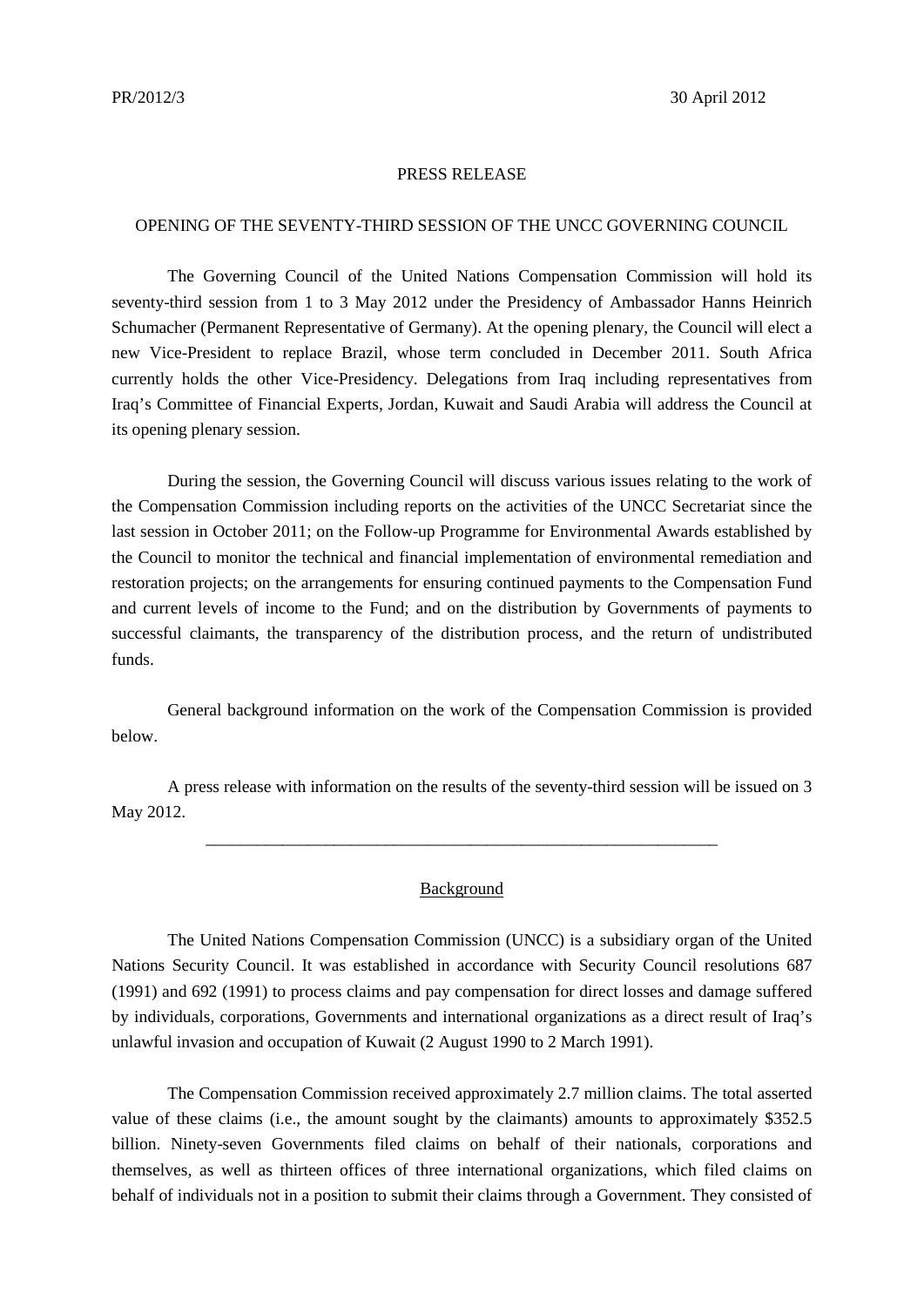PR/2012/3 30 April 2012

PRESS RELEASE

OPENING OF THE SEVENTY-THIRD SESSION OF THE UNCC GOVERNING COUNCIL

The Governing Council of the United Nations Compensation Commission will hold its seventy-third session from 1 to 3 May 2012 under the Presidency of Ambassador Hanns Heinrich Schumacher (Permanent Representative of Germany). At the opening plenary, the Council will elect a new Vice-President to replace Brazil, whose term concluded in December 2011. South Africa currently holds the other Vice-Presidency. Delegations from Iraq including representatives from Iraq's Committee of Financial Experts, Jordan, Kuwait and Saudi Arabia will address the Council at its opening plenary session.

During the session, the Governing Council will discuss various issues relating to the work of the Compensation Commission including reports on the activities of the UNCC Secretariat since the last session in October 2011; on the Follow-up Programme for Environmental Awards established by the Council to monitor the technical and financial implementation of environmental remediation and restoration projects; on the arrangements for ensuring continued payments to the Compensation Fund and current levels of income to the Fund; and on the distribution by Governments of payments to successful claimants, the transparency of the distribution process, and the return of undistributed funds.

General background information on the work of the Compensation Commission is provided below.

A press release with information on the results of the seventy-third session will be issued on 3 May 2012.

---

Background

The United Nations Compensation Commission (UNCC) is a subsidiary organ of the United Nations Security Council. It was established in accordance with Security Council resolutions 687 (1991) and 692 (1991) to process claims and pay compensation for direct losses and damage suffered by individuals, corporations, Governments and international organizations as a direct result of Iraq's unlawful invasion and occupation of Kuwait (2 August 1990 to 2 March 1991).

The Compensation Commission received approximately 2.7 million claims. The total asserted value of these claims (i.e., the amount sought by the claimants) amounts to approximately $352.5 billion. Ninety-seven Governments filed claims on behalf of their nationals, corporations and themselves, as well as thirteen offices of three international organizations, which filed claims on behalf of individuals not in a position to submit their claims through a Government. They consisted of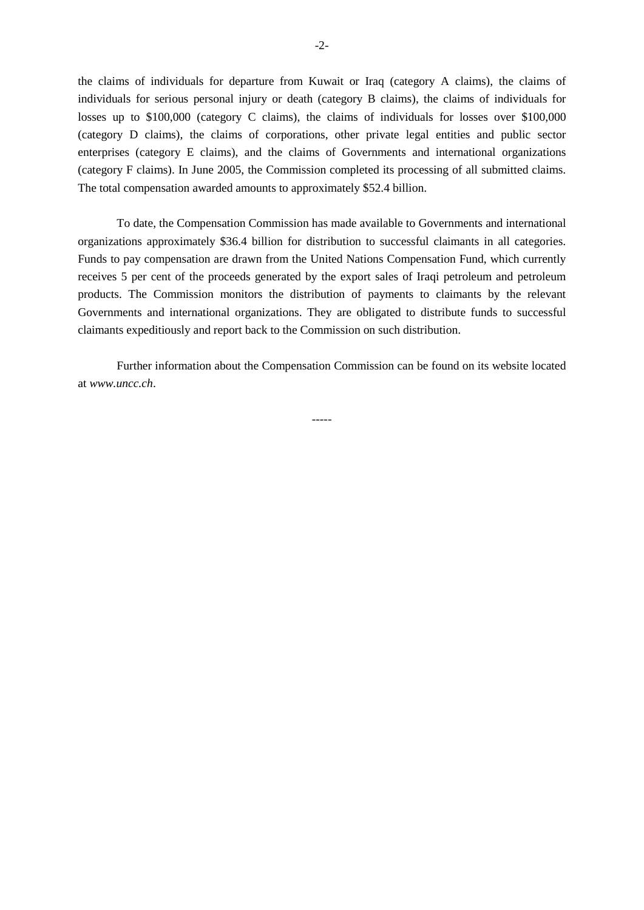the claims of individuals for departure from Kuwait or Iraq (category A claims), the claims of individuals for serious personal injury or death (category B claims), the claims of individuals for losses up to $100,000 (category C claims), the claims of individuals for losses over $100,000 (category D claims), the claims of corporations, other private legal entities and public sector enterprises (category E claims), and the claims of Governments and international organizations (category F claims). In June 2005, the Commission completed its processing of all submitted claims. The total compensation awarded amounts to approximately $52.4 billion.

To date, the Compensation Commission has made available to Governments and international organizations approximately $36.4 billion for distribution to successful claimants in all categories. Funds to pay compensation are drawn from the United Nations Compensation Fund, which currently receives 5 per cent of the proceeds generated by the export sales of Iraqi petroleum and petroleum products. The Commission monitors the distribution of payments to claimants by the relevant Governments and international organizations. They are obligated to distribute funds to successful claimants expeditiously and report back to the Commission on such distribution.

Further information about the Compensation Commission can be found on its website located at *www.uncc.ch*.

-----